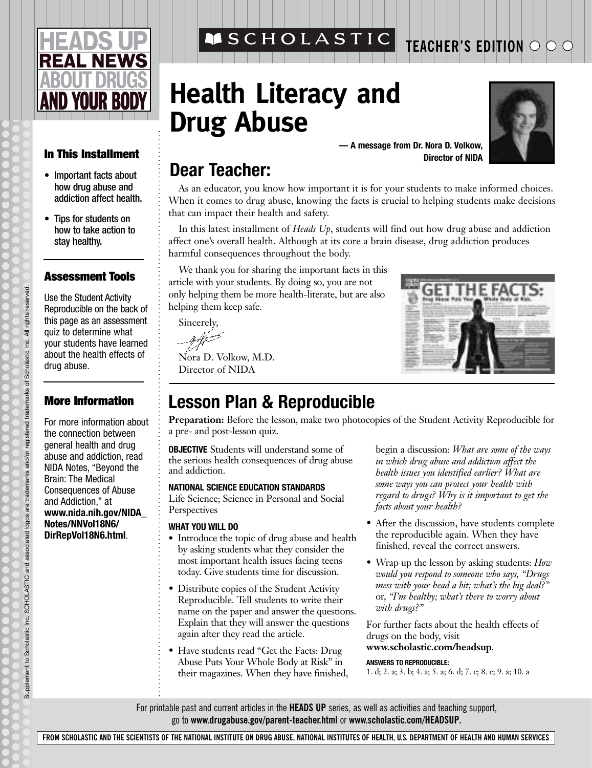# HEADS UP REAL NEWS ABOUT DRUGS AND YOUR BODY

SCHOLASTIC

TEACHER'S EDITION

# Health Literacy and Drug Abuse

**— A message from Dr. Nora D. Volkow, Director of NIDA**

### In This Installment

- Important facts about how drug abuse and addiction affect health.
- Tips for students on how to take action to stay healthy.

### Assessment Tools

Use the Student Activity Reproducible on the back of this page as an assessment quiz to determine what your students have learned about the health effects of drug abuse.

### More Information

For more information about the connection between general health and drug abuse and addiction, read NIDA Notes, "Beyond the Brain: The Medical Consequences of Abuse and Addiction," at **www.nida.nih.gov/NIDA_Notes/NNVol18N6/DirRepVol18N6.html**.

## Dear Teacher:

As an educator, you know how important it is for your students to make informed choices. When it comes to drug abuse, knowing the facts is crucial to helping students make decisions that can impact their health and safety.

In this latest installment of *Heads Up*, students will find out how drug abuse and addiction affect one's overall health. Although at its core a brain disease, drug addiction produces harmful consequences throughout the body.

We thank you for sharing the important facts in this article with your students. By doing so, you are not only helping them be more health-literate, but are also helping them keep safe.

Sincerely,

Nora D. Volkow, M.D.
Director of NIDA

## Lesson Plan & Reproducible

**Preparation:** Before the lesson, make two photocopies of the Student Activity Reproducible for a pre- and post-lesson quiz.

**OBJECTIVE** Students will understand some of the serious health consequences of drug abuse and addiction.

**NATIONAL SCIENCE EDUCATION STANDARDS**
Life Science; Science in Personal and Social Perspectives

**WHAT YOU WILL DO**

- Introduce the topic of drug abuse and health by asking students what they consider the most important health issues facing teens today. Give students time for discussion.
- Distribute copies of the Student Activity Reproducible. Tell students to write their name on the paper and answer the questions. Explain that they will answer the questions again after they read the article.
- Have students read "Get the Facts: Drug Abuse Puts Your Whole Body at Risk" in their magazines. When they have finished, begin a discussion: *What are some of the ways in which drug abuse and addiction affect the health issues you identified earlier? What are some ways you can protect your health with regard to drugs? Why is it important to get the facts about your health?*
- After the discussion, have students complete the reproducible again. When they have finished, reveal the correct answers.
- Wrap up the lesson by asking students: *How would you respond to someone who says, "Drugs mess with your head a bit; what's the big deal?"* or, *"I'm healthy; what's there to worry about with drugs?"*

For further facts about the health effects of drugs on the body, visit **www.scholastic.com/headsup**.

**ANSWERS TO REPRODUCIBLE:**
1. d; 2. a; 3. b; 4. a; 5. a; 6. d; 7. c; 8. c; 9. a; 10. a

For printable past and current articles in the **HEADS UP** series, as well as activities and teaching support, go to **www.drugabuse.gov/parent-teacher.html** or **www.scholastic.com/HEADSUP.**

**FROM SCHOLASTIC AND THE SCIENTISTS OF THE NATIONAL INSTITUTE ON DRUG ABUSE, NATIONAL INSTITUTES OF HEALTH, U.S. DEPARTMENT OF HEALTH AND HUMAN SERVICES**

Supplement to Scholastic Inc. SCHOLASTIC and associated logos are trademarks and/or registered trademarks of Scholastic Inc. All rights reserved.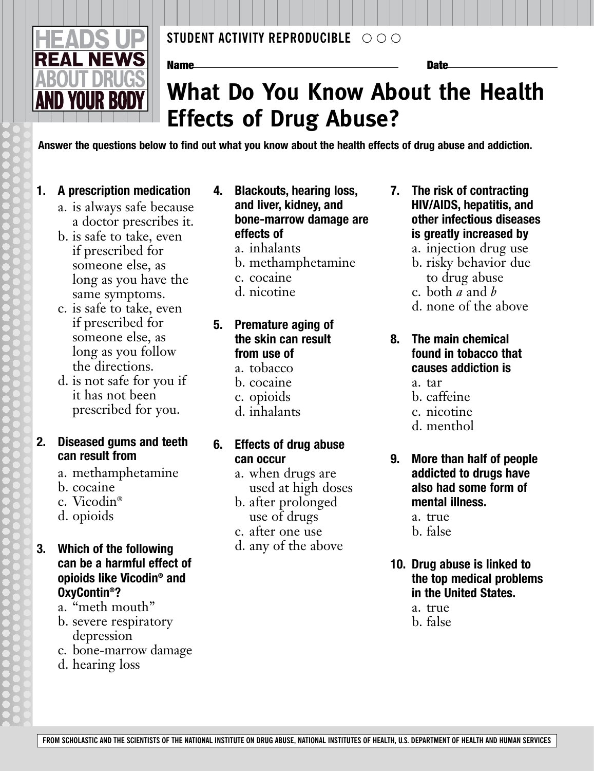HEADS UP REAL NEWS ABOUT DRUGS AND YOUR BODY

STUDENT ACTIVITY REPRODUCIBLE ○○○

Name ____________________ Date ____________

# What Do You Know About the Health Effects of Drug Abuse?

**Answer the questions below to find out what you know about the health effects of drug abuse and addiction.**

**1. A prescription medication**

a. is always safe because a doctor prescribes it.
b. is safe to take, even if prescribed for someone else, as long as you have the same symptoms.
c. is safe to take, even if prescribed for someone else, as long as you follow the directions.
d. is not safe for you if it has not been prescribed for you.

**2. Diseased gums and teeth can result from**

a. methamphetamine
b. cocaine
c. Vicodin®
d. opioids

**3. Which of the following can be a harmful effect of opioids like Vicodin® and OxyContin®?**

a. "meth mouth"
b. severe respiratory depression
c. bone-marrow damage
d. hearing loss

**4. Blackouts, hearing loss, and liver, kidney, and bone-marrow damage are effects of**

a. inhalants
b. methamphetamine
c. cocaine
d. nicotine

**5. Premature aging of the skin can result from use of**

a. tobacco
b. cocaine
c. opioids
d. inhalants

**6. Effects of drug abuse can occur**

a. when drugs are used at high doses
b. after prolonged use of drugs
c. after one use
d. any of the above

**7. The risk of contracting HIV/AIDS, hepatitis, and other infectious diseases is greatly increased by**

a. injection drug use
b. risky behavior due to drug abuse
c. both *a* and *b*
d. none of the above

**8. The main chemical found in tobacco that causes addiction is**

a. tar
b. caffeine
c. nicotine
d. menthol

**9. More than half of people addicted to drugs have also had some form of mental illness.**

a. true
b. false

**10. Drug abuse is linked to the top medical problems in the United States.**

a. true
b. false

FROM SCHOLASTIC AND THE SCIENTISTS OF THE NATIONAL INSTITUTE ON DRUG ABUSE, NATIONAL INSTITUTES OF HEALTH, U.S. DEPARTMENT OF HEALTH AND HUMAN SERVICES